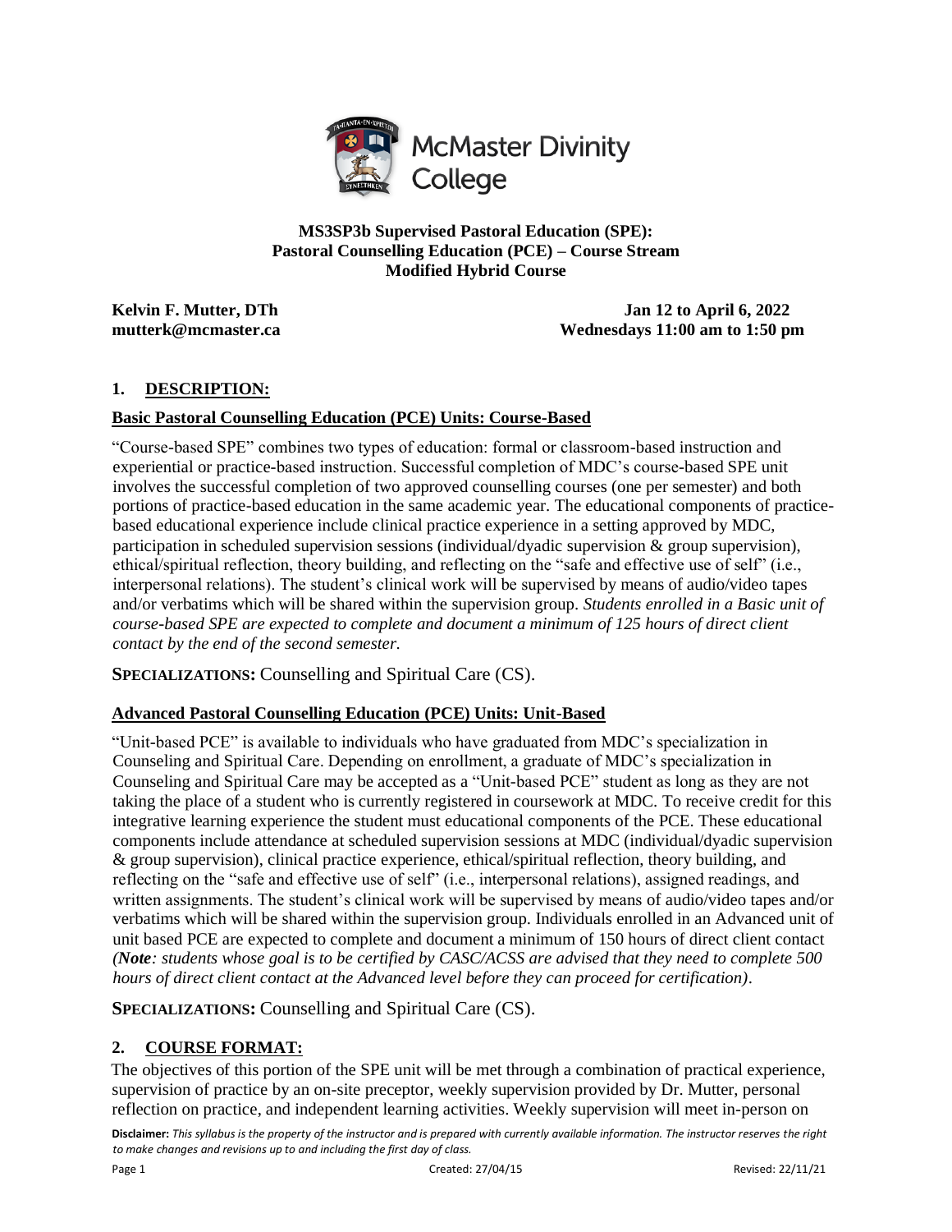McMaster Divinity College

**MS3SP3b Supervised Pastoral Education (SPE):**
**Pastoral Counselling Education (PCE) – Course Stream**
**Modified Hybrid Course**

**Kelvin F. Mutter, DTh**
**mutterk@mcmaster.ca**

**Jan 12 to April 6, 2022**
**Wednesdays 11:00 am to 1:50 pm**

## 1. DESCRIPTION:

### Basic Pastoral Counselling Education (PCE) Units: Course-Based

"Course-based SPE" combines two types of education: formal or classroom-based instruction and experiential or practice-based instruction. Successful completion of MDC's course-based SPE unit involves the successful completion of two approved counselling courses (one per semester) and both portions of practice-based education in the same academic year. The educational components of practice-based educational experience include clinical practice experience in a setting approved by MDC, participation in scheduled supervision sessions (individual/dyadic supervision & group supervision), ethical/spiritual reflection, theory building, and reflecting on the "safe and effective use of self" (i.e., interpersonal relations). The student's clinical work will be supervised by means of audio/video tapes and/or verbatims which will be shared within the supervision group. *Students enrolled in a Basic unit of course-based SPE are expected to complete and document a minimum of 125 hours of direct client contact by the end of the second semester.*

**SPECIALIZATIONS:** Counselling and Spiritual Care (CS).

### Advanced Pastoral Counselling Education (PCE) Units: Unit-Based

"Unit-based PCE" is available to individuals who have graduated from MDC's specialization in Counseling and Spiritual Care. Depending on enrollment, a graduate of MDC's specialization in Counseling and Spiritual Care may be accepted as a "Unit-based PCE" student as long as they are not taking the place of a student who is currently registered in coursework at MDC. To receive credit for this integrative learning experience the student must educational components of the PCE. These educational components include attendance at scheduled supervision sessions at MDC (individual/dyadic supervision & group supervision), clinical practice experience, ethical/spiritual reflection, theory building, and reflecting on the "safe and effective use of self" (i.e., interpersonal relations), assigned readings, and written assignments. The student's clinical work will be supervised by means of audio/video tapes and/or verbatims which will be shared within the supervision group. Individuals enrolled in an Advanced unit of unit based PCE are expected to complete and document a minimum of 150 hours of direct client contact *(**Note**: students whose goal is to be certified by CASC/ACSS are advised that they need to complete 500 hours of direct client contact at the Advanced level before they can proceed for certification)*.

**SPECIALIZATIONS:** Counselling and Spiritual Care (CS).

## 2. COURSE FORMAT:

The objectives of this portion of the SPE unit will be met through a combination of practical experience, supervision of practice by an on-site preceptor, weekly supervision provided by Dr. Mutter, personal reflection on practice, and independent learning activities. Weekly supervision will meet in-person on

**Disclaimer:** *This syllabus is the property of the instructor and is prepared with currently available information. The instructor reserves the right to make changes and revisions up to and including the first day of class.*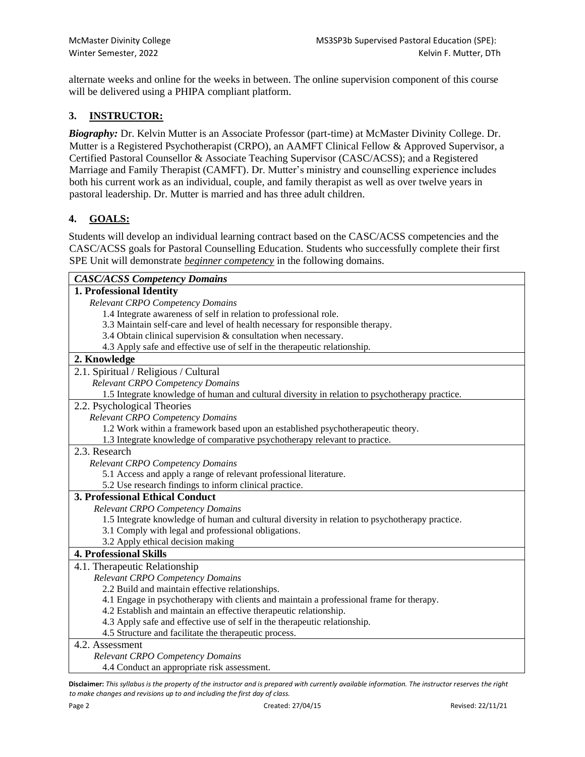alternate weeks and online for the weeks in between. The online supervision component of this course will be delivered using a PHIPA compliant platform.

## 3. INSTRUCTOR:

***Biography:*** Dr. Kelvin Mutter is an Associate Professor (part-time) at McMaster Divinity College. Dr. Mutter is a Registered Psychotherapist (CRPO), an AAMFT Clinical Fellow & Approved Supervisor, a Certified Pastoral Counsellor & Associate Teaching Supervisor (CASC/ACSS); and a Registered Marriage and Family Therapist (CAMFT). Dr. Mutter's ministry and counselling experience includes both his current work as an individual, couple, and family therapist as well as over twelve years in pastoral leadership. Dr. Mutter is married and has three adult children.

## 4. GOALS:

Students will develop an individual learning contract based on the CASC/ACSS competencies and the CASC/ACSS goals for Pastoral Counselling Education. Students who successfully complete their first SPE Unit will demonstrate ***beginner competency*** in the following domains.

| *CASC/ACSS Competency Domains* |
|---|
| **1. Professional Identity**<br>*Relevant CRPO Competency Domains*<br>1.4 Integrate awareness of self in relation to professional role.<br>3.3 Maintain self-care and level of health necessary for responsible therapy.<br>3.4 Obtain clinical supervision & consultation when necessary.<br>4.3 Apply safe and effective use of self in the therapeutic relationship. |
| **2. Knowledge** |
| 2.1. Spiritual / Religious / Cultural<br>*Relevant CRPO Competency Domains*<br>1.5 Integrate knowledge of human and cultural diversity in relation to psychotherapy practice. |
| 2.2. Psychological Theories<br>*Relevant CRPO Competency Domains*<br>1.2 Work within a framework based upon an established psychotherapeutic theory.<br>1.3 Integrate knowledge of comparative psychotherapy relevant to practice. |
| 2.3. Research<br>*Relevant CRPO Competency Domains*<br>5.1 Access and apply a range of relevant professional literature.<br>5.2 Use research findings to inform clinical practice. |
| **3. Professional Ethical Conduct**<br>*Relevant CRPO Competency Domains*<br>1.5 Integrate knowledge of human and cultural diversity in relation to psychotherapy practice.<br>3.1 Comply with legal and professional obligations.<br>3.2 Apply ethical decision making |
| **4. Professional Skills** |
| 4.1. Therapeutic Relationship<br>*Relevant CRPO Competency Domains*<br>2.2 Build and maintain effective relationships.<br>4.1 Engage in psychotherapy with clients and maintain a professional frame for therapy.<br>4.2 Establish and maintain an effective therapeutic relationship.<br>4.3 Apply safe and effective use of self in the therapeutic relationship.<br>4.5 Structure and facilitate the therapeutic process. |
| 4.2. Assessment<br>*Relevant CRPO Competency Domains*<br>4.4 Conduct an appropriate risk assessment. |

**Disclaimer:** *This syllabus is the property of the instructor and is prepared with currently available information. The instructor reserves the right to make changes and revisions up to and including the first day of class.*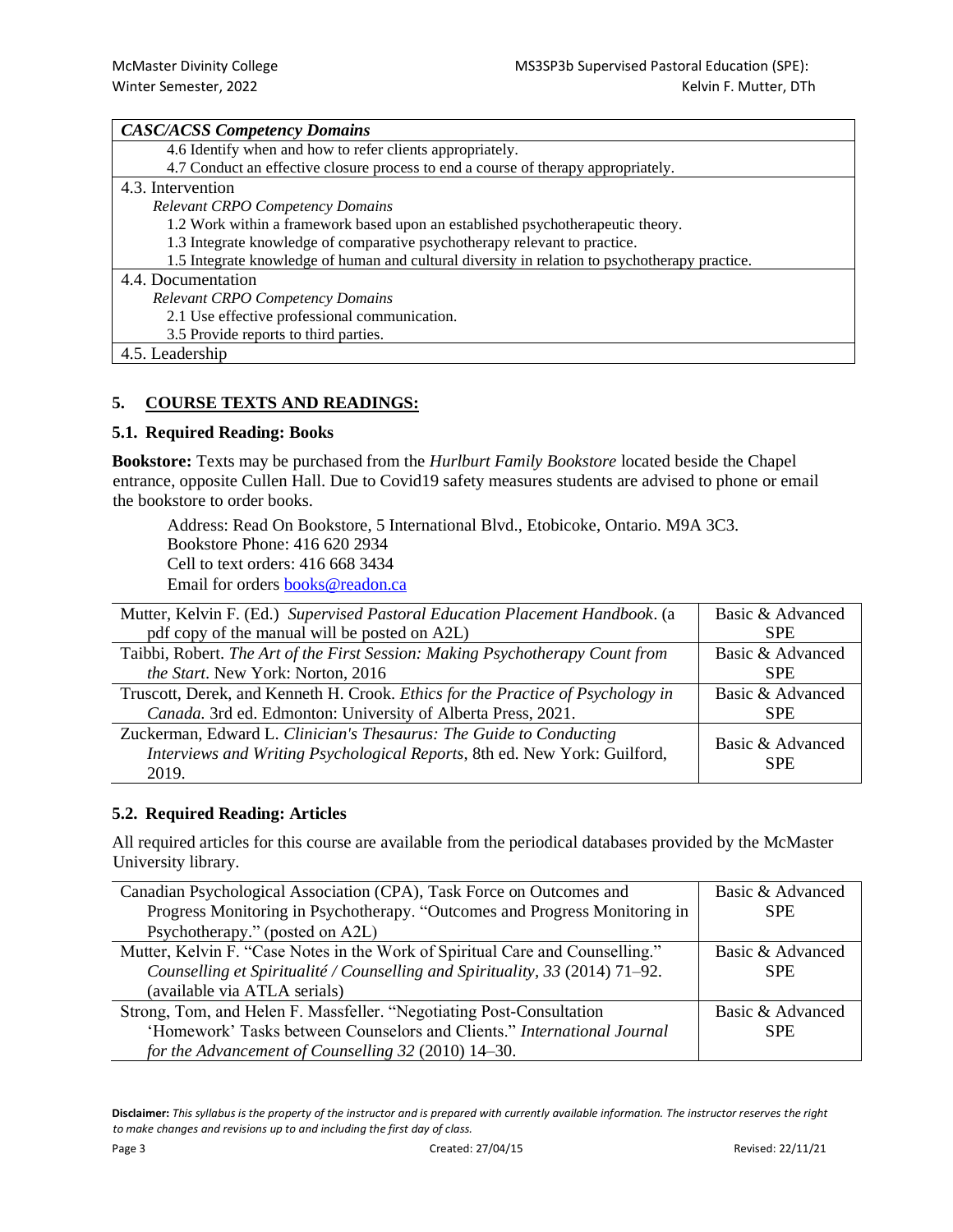| *CASC/ACSS Competency Domains* |
| --- |
| 4.6 Identify when and how to refer clients appropriately.<br>4.7 Conduct an effective closure process to end a course of therapy appropriately. |
| 4.3. Intervention<br>*Relevant CRPO Competency Domains*<br>1.2 Work within a framework based upon an established psychotherapeutic theory.<br>1.3 Integrate knowledge of comparative psychotherapy relevant to practice.<br>1.5 Integrate knowledge of human and cultural diversity in relation to psychotherapy practice. |
| 4.4. Documentation<br>*Relevant CRPO Competency Domains*<br>2.1 Use effective professional communication.<br>3.5 Provide reports to third parties. |
| 4.5. Leadership |

## 5. <u>COURSE TEXTS AND READINGS:</u>

### 5.1. Required Reading: Books

**Bookstore:** Texts may be purchased from the *Hurlburt Family Bookstore* located beside the Chapel entrance, opposite Cullen Hall. Due to Covid19 safety measures students are advised to phone or email the bookstore to order books.

Address: Read On Bookstore, 5 International Blvd., Etobicoke, Ontario. M9A 3C3.
Bookstore Phone: 416 620 2934
Cell to text orders: 416 668 3434
Email for orders books@readon.ca

| Reading | Level |
| --- | --- |
| Mutter, Kelvin F. (Ed.) *Supervised Pastoral Education Placement Handbook*. (a pdf copy of the manual will be posted on A2L) | Basic & Advanced SPE |
| Taibbi, Robert. *The Art of the First Session: Making Psychotherapy Count from the Start*. New York: Norton, 2016 | Basic & Advanced SPE |
| Truscott, Derek, and Kenneth H. Crook. *Ethics for the Practice of Psychology in Canada*. 3rd ed. Edmonton: University of Alberta Press, 2021. | Basic & Advanced SPE |
| Zuckerman, Edward L. *Clinician's Thesaurus: The Guide to Conducting Interviews and Writing Psychological Reports*, 8th ed. New York: Guilford, 2019. | Basic & Advanced SPE |

### 5.2. Required Reading: Articles

All required articles for this course are available from the periodical databases provided by the McMaster University library.

| Reading | Level |
| --- | --- |
| Canadian Psychological Association (CPA), Task Force on Outcomes and Progress Monitoring in Psychotherapy. "Outcomes and Progress Monitoring in Psychotherapy." (posted on A2L) | Basic & Advanced SPE |
| Mutter, Kelvin F. "Case Notes in the Work of Spiritual Care and Counselling." *Counselling et Spiritualité / Counselling and Spirituality, 33* (2014) 71–92. (available via ATLA serials) | Basic & Advanced SPE |
| Strong, Tom, and Helen F. Massfeller. "Negotiating Post-Consultation 'Homework' Tasks between Counselors and Clients." *International Journal for the Advancement of Counselling 32* (2010) 14–30. | Basic & Advanced SPE |

**Disclaimer:** *This syllabus is the property of the instructor and is prepared with currently available information. The instructor reserves the right to make changes and revisions up to and including the first day of class.*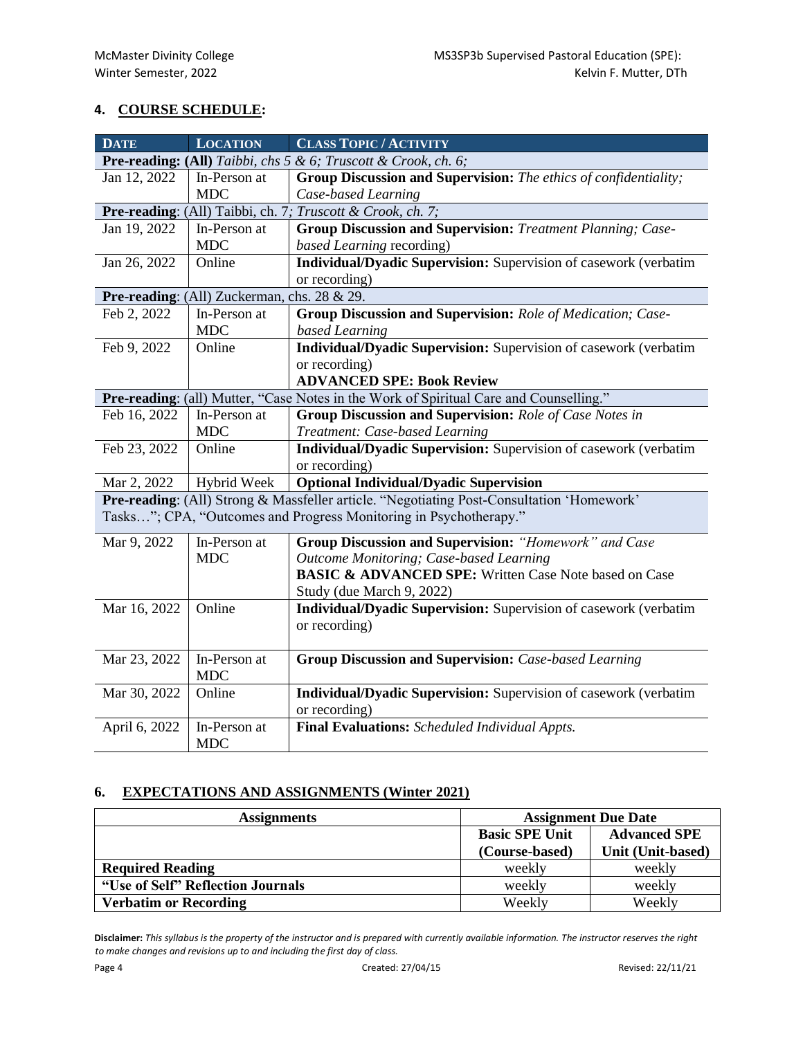## 4. COURSE SCHEDULE:

| DATE | LOCATION | CLASS TOPIC / ACTIVITY |
|---|---|---|
| **Pre-reading: (All)** *Taibbi, chs 5 & 6; Truscott & Crook, ch. 6;* | | |
| Jan 12, 2022 | In-Person at MDC | **Group Discussion and Supervision:** *The ethics of confidentiality; Case-based Learning* |
| **Pre-reading**: (All) Taibbi, ch. 7*; Truscott & Crook, ch. 7;* | | |
| Jan 19, 2022 | In-Person at MDC | **Group Discussion and Supervision:** *Treatment Planning; Case-based Learning* recording) |
| Jan 26, 2022 | Online | **Individual/Dyadic Supervision:** Supervision of casework (verbatim or recording) |
| **Pre-reading**: (All) Zuckerman, chs. 28 & 29. | | |
| Feb 2, 2022 | In-Person at MDC | **Group Discussion and Supervision:** *Role of Medication; Case-based Learning* |
| Feb 9, 2022 | Online | **Individual/Dyadic Supervision:** Supervision of casework (verbatim or recording)<br>**ADVANCED SPE: Book Review** |
| **Pre-reading**: (all) Mutter, "Case Notes in the Work of Spiritual Care and Counselling." | | |
| Feb 16, 2022 | In-Person at MDC | **Group Discussion and Supervision:** *Role of Case Notes in Treatment: Case-based Learning* |
| Feb 23, 2022 | Online | **Individual/Dyadic Supervision:** Supervision of casework (verbatim or recording) |
| Mar 2, 2022 | Hybrid Week | **Optional Individual/Dyadic Supervision** |
| **Pre-reading**: (All) Strong & Massfeller article. "Negotiating Post-Consultation 'Homework' Tasks…"; CPA, "Outcomes and Progress Monitoring in Psychotherapy." | | |
| Mar 9, 2022 | In-Person at MDC | **Group Discussion and Supervision:** *"Homework" and Case Outcome Monitoring; Case-based Learning*<br>**BASIC & ADVANCED SPE:** Written Case Note based on Case Study (due March 9, 2022) |
| Mar 16, 2022 | Online | **Individual/Dyadic Supervision:** Supervision of casework (verbatim or recording) |
| Mar 23, 2022 | In-Person at MDC | **Group Discussion and Supervision:** *Case-based Learning* |
| Mar 30, 2022 | Online | **Individual/Dyadic Supervision:** Supervision of casework (verbatim or recording) |
| April 6, 2022 | In-Person at MDC | **Final Evaluations:** *Scheduled Individual Appts.* |

## 6. EXPECTATIONS AND ASSIGNMENTS (Winter 2021)

| Assignments | Assignment Due Date | |
|---|---|---|
| | **Basic SPE Unit (Course-based)** | **Advanced SPE Unit (Unit-based)** |
| **Required Reading** | weekly | weekly |
| **"Use of Self" Reflection Journals** | weekly | weekly |
| **Verbatim or Recording** | Weekly | Weekly |

**Disclaimer:** *This syllabus is the property of the instructor and is prepared with currently available information. The instructor reserves the right to make changes and revisions up to and including the first day of class.*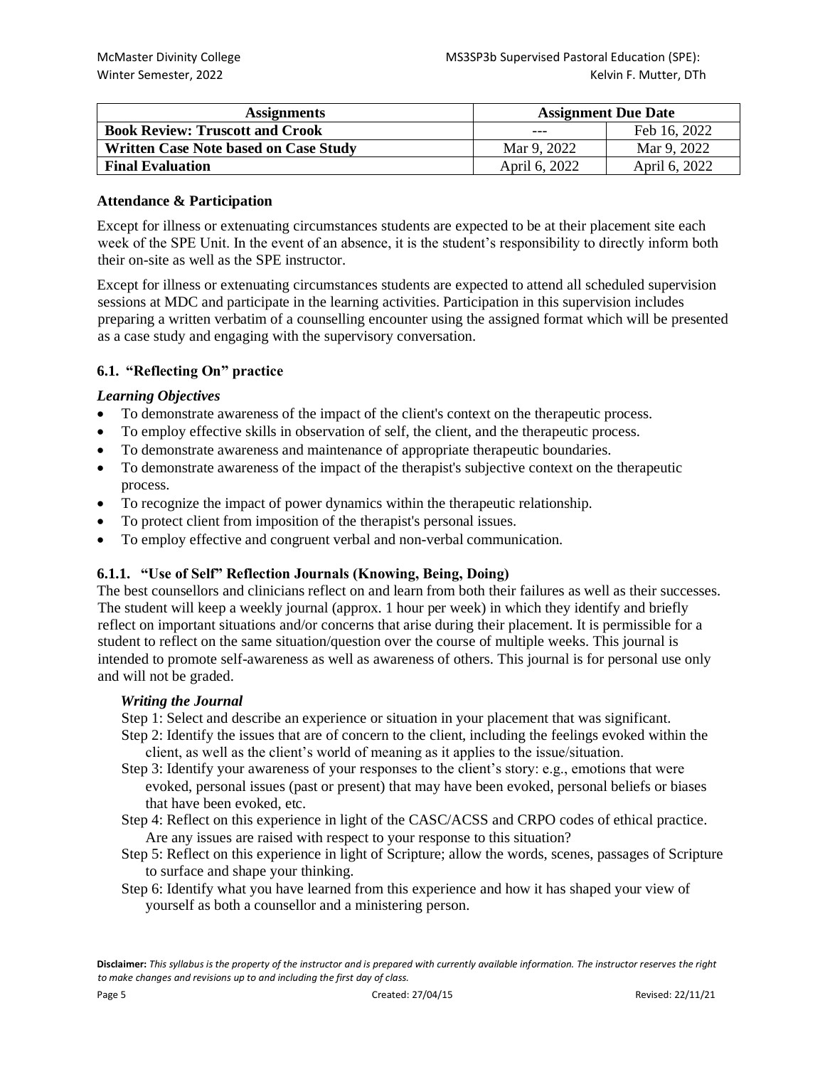| Assignments | Assignment Due Date | |
|---|---|---|
| **Book Review: Truscott and Crook** | --- | Feb 16, 2022 |
| **Written Case Note based on Case Study** | Mar 9, 2022 | Mar 9, 2022 |
| **Final Evaluation** | April 6, 2022 | April 6, 2022 |

**Attendance & Participation**

Except for illness or extenuating circumstances students are expected to be at their placement site each week of the SPE Unit. In the event of an absence, it is the student's responsibility to directly inform both their on-site as well as the SPE instructor.

Except for illness or extenuating circumstances students are expected to attend all scheduled supervision sessions at MDC and participate in the learning activities. Participation in this supervision includes preparing a written verbatim of a counselling encounter using the assigned format which will be presented as a case study and engaging with the supervisory conversation.

### 6.1. "Reflecting On" practice

***Learning Objectives***

- To demonstrate awareness of the impact of the client's context on the therapeutic process.
- To employ effective skills in observation of self, the client, and the therapeutic process.
- To demonstrate awareness and maintenance of appropriate therapeutic boundaries.
- To demonstrate awareness of the impact of the therapist's subjective context on the therapeutic process.
- To recognize the impact of power dynamics within the therapeutic relationship.
- To protect client from imposition of the therapist's personal issues.
- To employ effective and congruent verbal and non-verbal communication.

#### 6.1.1. "Use of Self" Reflection Journals (Knowing, Being, Doing)

The best counsellors and clinicians reflect on and learn from both their failures as well as their successes. The student will keep a weekly journal (approx. 1 hour per week) in which they identify and briefly reflect on important situations and/or concerns that arise during their placement. It is permissible for a student to reflect on the same situation/question over the course of multiple weeks. This journal is intended to promote self-awareness as well as awareness of others. This journal is for personal use only and will not be graded.

***Writing the Journal***

Step 1: Select and describe an experience or situation in your placement that was significant.

Step 2: Identify the issues that are of concern to the client, including the feelings evoked within the client, as well as the client's world of meaning as it applies to the issue/situation.

Step 3: Identify your awareness of your responses to the client's story: e.g., emotions that were evoked, personal issues (past or present) that may have been evoked, personal beliefs or biases that have been evoked, etc.

Step 4: Reflect on this experience in light of the CASC/ACSS and CRPO codes of ethical practice. Are any issues are raised with respect to your response to this situation?

Step 5: Reflect on this experience in light of Scripture; allow the words, scenes, passages of Scripture to surface and shape your thinking.

Step 6: Identify what you have learned from this experience and how it has shaped your view of yourself as both a counsellor and a ministering person.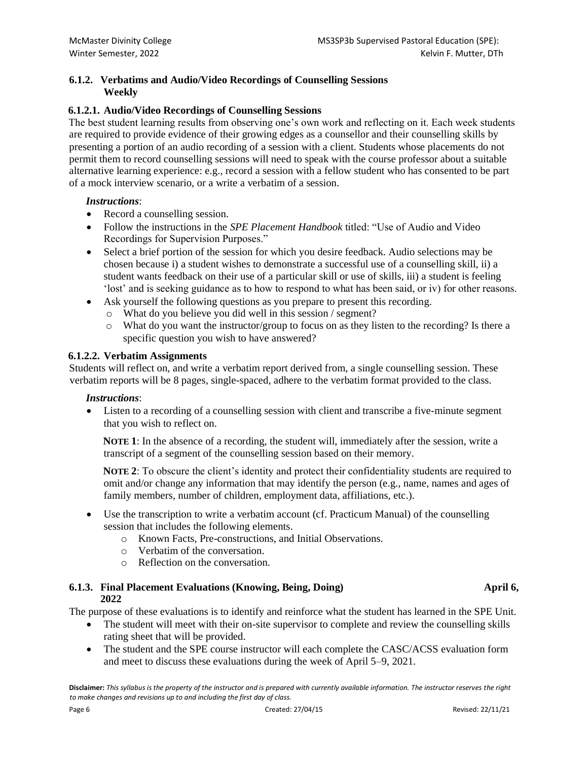### 6.1.2. Verbatims and Audio/Video Recordings of Counselling Sessions Weekly

#### 6.1.2.1. Audio/Video Recordings of Counselling Sessions

The best student learning results from observing one's own work and reflecting on it. Each week students are required to provide evidence of their growing edges as a counsellor and their counselling skills by presenting a portion of an audio recording of a session with a client. Students whose placements do not permit them to record counselling sessions will need to speak with the course professor about a suitable alternative learning experience: e.g., record a session with a fellow student who has consented to be part of a mock interview scenario, or a write a verbatim of a session.

***Instructions***:

- Record a counselling session.
- Follow the instructions in the *SPE Placement Handbook* titled: "Use of Audio and Video Recordings for Supervision Purposes."
- Select a brief portion of the session for which you desire feedback. Audio selections may be chosen because i) a student wishes to demonstrate a successful use of a counselling skill, ii) a student wants feedback on their use of a particular skill or use of skills, iii) a student is feeling 'lost' and is seeking guidance as to how to respond to what has been said, or iv) for other reasons.
- Ask yourself the following questions as you prepare to present this recording.
  - What do you believe you did well in this session / segment?
  - What do you want the instructor/group to focus on as they listen to the recording? Is there a specific question you wish to have answered?

#### 6.1.2.2. Verbatim Assignments

Students will reflect on, and write a verbatim report derived from, a single counselling session. These verbatim reports will be 8 pages, single-spaced, adhere to the verbatim format provided to the class.

***Instructions***:

- Listen to a recording of a counselling session with client and transcribe a five-minute segment that you wish to reflect on.

  **NOTE 1**: In the absence of a recording, the student will, immediately after the session, write a transcript of a segment of the counselling session based on their memory.

  **NOTE 2**: To obscure the client's identity and protect their confidentiality students are required to omit and/or change any information that may identify the person (e.g., name, names and ages of family members, number of children, employment data, affiliations, etc.).

- Use the transcription to write a verbatim account (cf. Practicum Manual) of the counselling session that includes the following elements.
  - Known Facts, Pre-constructions, and Initial Observations.
  - Verbatim of the conversation.
  - Reflection on the conversation.

### 6.1.3. Final Placement Evaluations (Knowing, Being, Doing) April 6, 2022

The purpose of these evaluations is to identify and reinforce what the student has learned in the SPE Unit.

- The student will meet with their on-site supervisor to complete and review the counselling skills rating sheet that will be provided.
- The student and the SPE course instructor will each complete the CASC/ACSS evaluation form and meet to discuss these evaluations during the week of April 5–9, 2021.

**Disclaimer:** *This syllabus is the property of the instructor and is prepared with currently available information. The instructor reserves the right to make changes and revisions up to and including the first day of class.*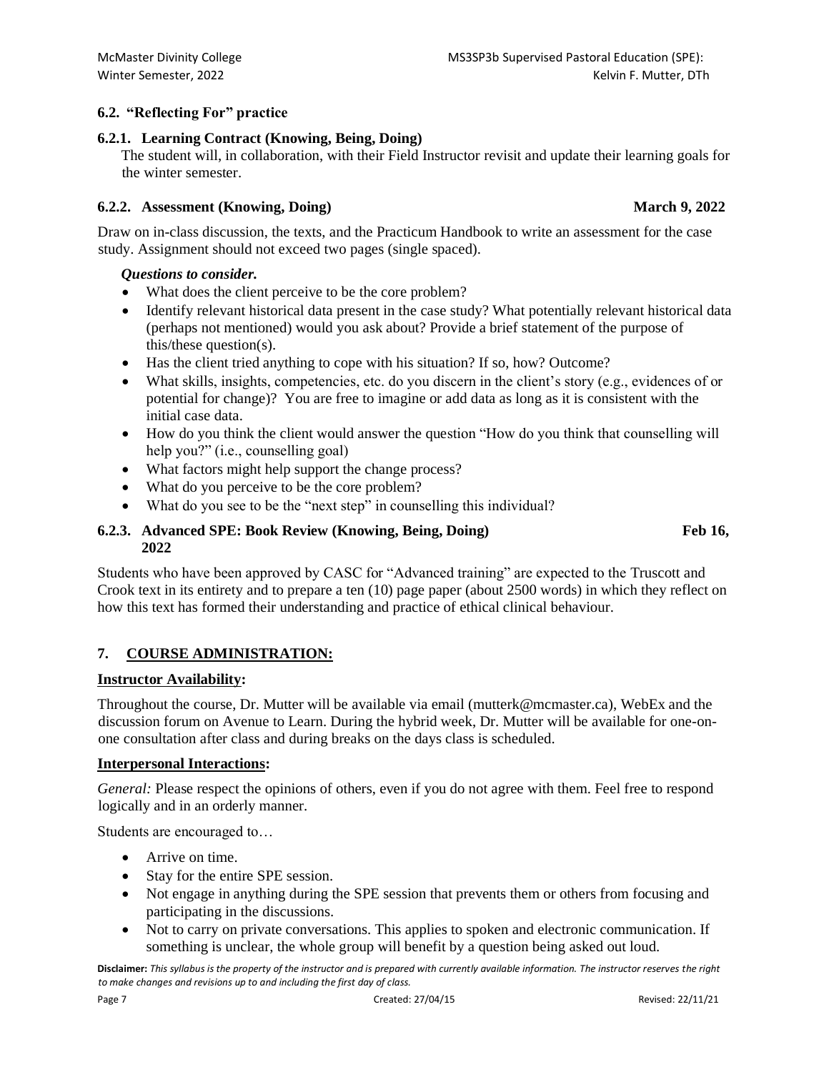### 6.2. "Reflecting For" practice

#### 6.2.1. Learning Contract (Knowing, Being, Doing)

The student will, in collaboration, with their Field Instructor revisit and update their learning goals for the winter semester.

#### 6.2.2. Assessment (Knowing, Doing) — March 9, 2022

Draw on in-class discussion, the texts, and the Practicum Handbook to write an assessment for the case study. Assignment should not exceed two pages (single spaced).

***Questions to consider.***

- What does the client perceive to be the core problem?
- Identify relevant historical data present in the case study? What potentially relevant historical data (perhaps not mentioned) would you ask about? Provide a brief statement of the purpose of this/these question(s).
- Has the client tried anything to cope with his situation? If so, how? Outcome?
- What skills, insights, competencies, etc. do you discern in the client's story (e.g., evidences of or potential for change)? You are free to imagine or add data as long as it is consistent with the initial case data.
- How do you think the client would answer the question "How do you think that counselling will help you?" (i.e., counselling goal)
- What factors might help support the change process?
- What do you perceive to be the core problem?
- What do you see to be the "next step" in counselling this individual?

#### 6.2.3. Advanced SPE: Book Review (Knowing, Being, Doing) — Feb 16, 2022

Students who have been approved by CASC for "Advanced training" are expected to the Truscott and Crook text in its entirety and to prepare a ten (10) page paper (about 2500 words) in which they reflect on how this text has formed their understanding and practice of ethical clinical behaviour.

## 7. COURSE ADMINISTRATION:

**Instructor Availability:**

Throughout the course, Dr. Mutter will be available via email (mutterk@mcmaster.ca), WebEx and the discussion forum on Avenue to Learn. During the hybrid week, Dr. Mutter will be available for one-on-one consultation after class and during breaks on the days class is scheduled.

**Interpersonal Interactions:**

*General:* Please respect the opinions of others, even if you do not agree with them. Feel free to respond logically and in an orderly manner.

Students are encouraged to…

- Arrive on time.
- Stay for the entire SPE session.
- Not engage in anything during the SPE session that prevents them or others from focusing and participating in the discussions.
- Not to carry on private conversations. This applies to spoken and electronic communication. If something is unclear, the whole group will benefit by a question being asked out loud.

**Disclaimer:** *This syllabus is the property of the instructor and is prepared with currently available information. The instructor reserves the right to make changes and revisions up to and including the first day of class.*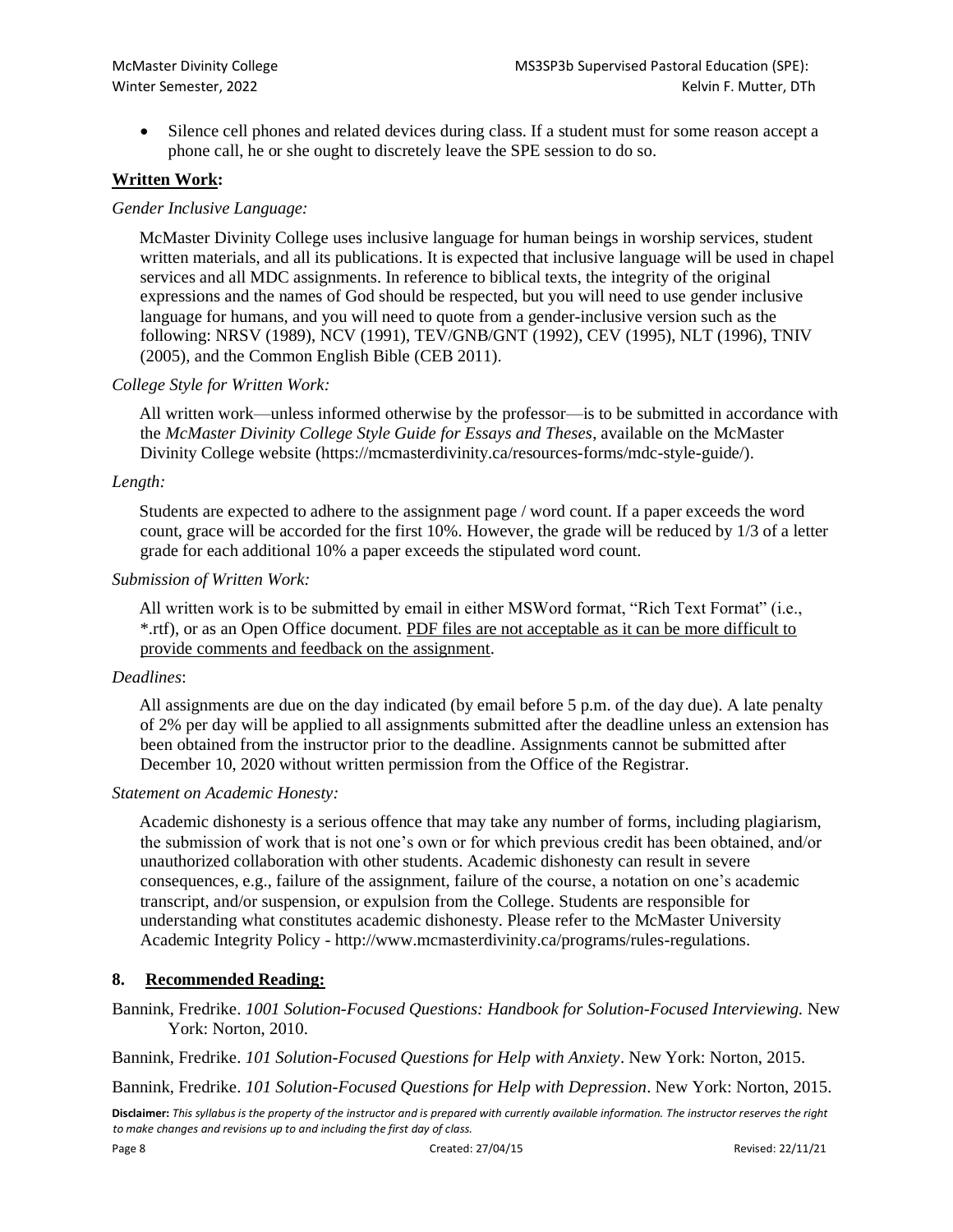- Silence cell phones and related devices during class. If a student must for some reason accept a phone call, he or she ought to discretely leave the SPE session to do so.

**Written Work:**

*Gender Inclusive Language:*

McMaster Divinity College uses inclusive language for human beings in worship services, student written materials, and all its publications. It is expected that inclusive language will be used in chapel services and all MDC assignments. In reference to biblical texts, the integrity of the original expressions and the names of God should be respected, but you will need to use gender inclusive language for humans, and you will need to quote from a gender-inclusive version such as the following: NRSV (1989), NCV (1991), TEV/GNB/GNT (1992), CEV (1995), NLT (1996), TNIV (2005), and the Common English Bible (CEB 2011).

*College Style for Written Work:*

All written work—unless informed otherwise by the professor—is to be submitted in accordance with the *McMaster Divinity College Style Guide for Essays and Theses*, available on the McMaster Divinity College website (https://mcmasterdivinity.ca/resources-forms/mdc-style-guide/).

*Length:*

Students are expected to adhere to the assignment page / word count. If a paper exceeds the word count, grace will be accorded for the first 10%. However, the grade will be reduced by 1/3 of a letter grade for each additional 10% a paper exceeds the stipulated word count.

*Submission of Written Work:*

All written work is to be submitted by email in either MSWord format, "Rich Text Format" (i.e., *.rtf), or as an Open Office document. PDF files are not acceptable as it can be more difficult to provide comments and feedback on the assignment.

*Deadlines*:

All assignments are due on the day indicated (by email before 5 p.m. of the day due). A late penalty of 2% per day will be applied to all assignments submitted after the deadline unless an extension has been obtained from the instructor prior to the deadline. Assignments cannot be submitted after December 10, 2020 without written permission from the Office of the Registrar.

*Statement on Academic Honesty:*

Academic dishonesty is a serious offence that may take any number of forms, including plagiarism, the submission of work that is not one's own or for which previous credit has been obtained, and/or unauthorized collaboration with other students. Academic dishonesty can result in severe consequences, e.g., failure of the assignment, failure of the course, a notation on one's academic transcript, and/or suspension, or expulsion from the College. Students are responsible for understanding what constitutes academic dishonesty. Please refer to the McMaster University Academic Integrity Policy - http://www.mcmasterdivinity.ca/programs/rules-regulations.

## 8. Recommended Reading:

Bannink, Fredrike. *1001 Solution-Focused Questions: Handbook for Solution-Focused Interviewing.* New York: Norton, 2010.

Bannink, Fredrike. *101 Solution-Focused Questions for Help with Anxiety*. New York: Norton, 2015.

Bannink, Fredrike. *101 Solution-Focused Questions for Help with Depression*. New York: Norton, 2015.

**Disclaimer:** *This syllabus is the property of the instructor and is prepared with currently available information. The instructor reserves the right to make changes and revisions up to and including the first day of class.*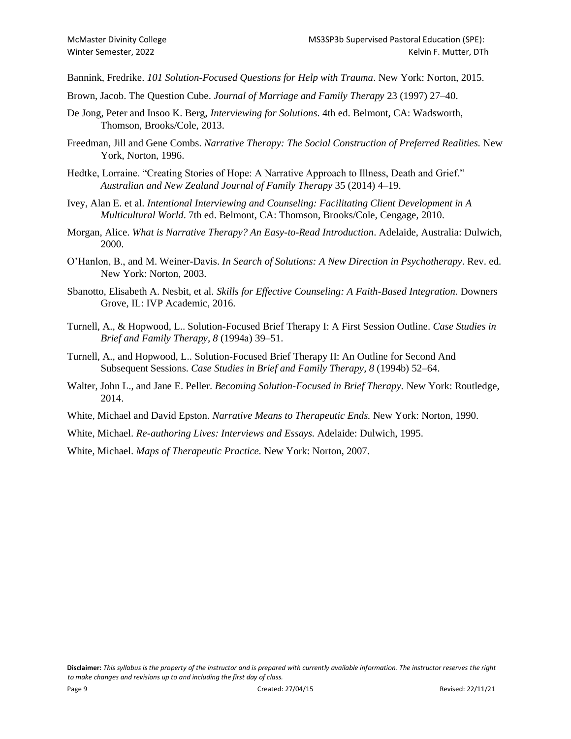Bannink, Fredrike. *101 Solution-Focused Questions for Help with Trauma*. New York: Norton, 2015.

Brown, Jacob. The Question Cube. *Journal of Marriage and Family Therapy* 23 (1997) 27–40.

De Jong, Peter and Insoo K. Berg, *Interviewing for Solutions*. 4th ed. Belmont, CA: Wadsworth, Thomson, Brooks/Cole, 2013.

Freedman, Jill and Gene Combs. *Narrative Therapy: The Social Construction of Preferred Realities.* New York, Norton, 1996.

Hedtke, Lorraine. "Creating Stories of Hope: A Narrative Approach to Illness, Death and Grief." *Australian and New Zealand Journal of Family Therapy* 35 (2014) 4–19.

Ivey, Alan E. et al. *Intentional Interviewing and Counseling: Facilitating Client Development in A Multicultural World*. 7th ed. Belmont, CA: Thomson, Brooks/Cole, Cengage, 2010.

Morgan, Alice. *What is Narrative Therapy? An Easy-to-Read Introduction*. Adelaide, Australia: Dulwich, 2000.

O'Hanlon, B., and M. Weiner-Davis. *In Search of Solutions: A New Direction in Psychotherapy*. Rev. ed. New York: Norton, 2003.

Sbanotto, Elisabeth A. Nesbit, et al. *Skills for Effective Counseling: A Faith-Based Integration.* Downers Grove, IL: IVP Academic, 2016.

Turnell, A., & Hopwood, L.. Solution-Focused Brief Therapy I: A First Session Outline. *Case Studies in Brief and Family Therapy, 8* (1994a) 39–51.

Turnell, A., and Hopwood, L.. Solution-Focused Brief Therapy II: An Outline for Second And Subsequent Sessions. *Case Studies in Brief and Family Therapy, 8* (1994b) 52–64.

Walter, John L., and Jane E. Peller. *Becoming Solution-Focused in Brief Therapy.* New York: Routledge, 2014.

White, Michael and David Epston. *Narrative Means to Therapeutic Ends.* New York: Norton, 1990.

White, Michael. *Re-authoring Lives: Interviews and Essays.* Adelaide: Dulwich, 1995.

White, Michael. *Maps of Therapeutic Practice.* New York: Norton, 2007.